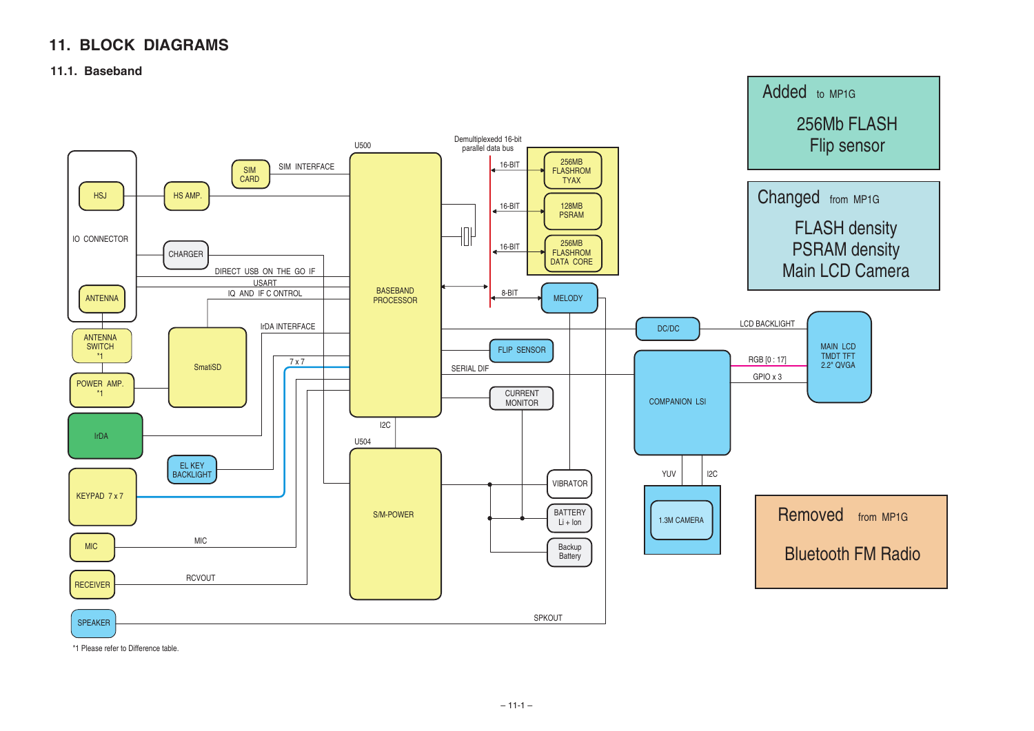# 11. BLOCK DIAGRAMS

## 11.1. Baseband

**Added** to MP1G

256Mb FLASH
Flip sensor

**Changed** from MP1G

FLASH density
PSRAM density
Main LCD Camera

**Removed** from MP1G

Bluetooth FM Radio

IO CONNECTOR
HSJ
ANTENNA
HS AMP.
SIM CARD
SIM INTERFACE
CHARGER
DIRECT USB ON THE GO IF
USART
IQ AND IF C ONTROL
ANTENNA SWITCH *1
POWER AMP. *1
SmatiSD
IrDA INTERFACE
7 x 7
IrDA
EL KEY BACKLIGHT
KEYPAD 7 x 7
MIC
MIC
RECEIVER
RCVOUT
SPEAKER
SPKOUT

U500
BASEBAND PROCESSOR
I2C
U504
S/M-POWER

Demultiplexedd 16-bit parallel data bus
16-BIT
256MB FLASHROM TYAX
16-BIT
128MB PSRAM
16-BIT
256MB FLASHROM DATA CORE
8-BIT
MELODY
FLIP SENSOR
SERIAL DIF
CURRENT MONITOR
VIBRATOR
BATTERY Li + Ion
Backup Battery

DC/DC
LCD BACKLIGHT
MAIN LCD TMDT TFT 2.2" QVGA
RGB [0 : 17]
GPIO x 3
COMPANION LSI
YUV
I2C
1.3M CAMERA

*1 Please refer to Difference table.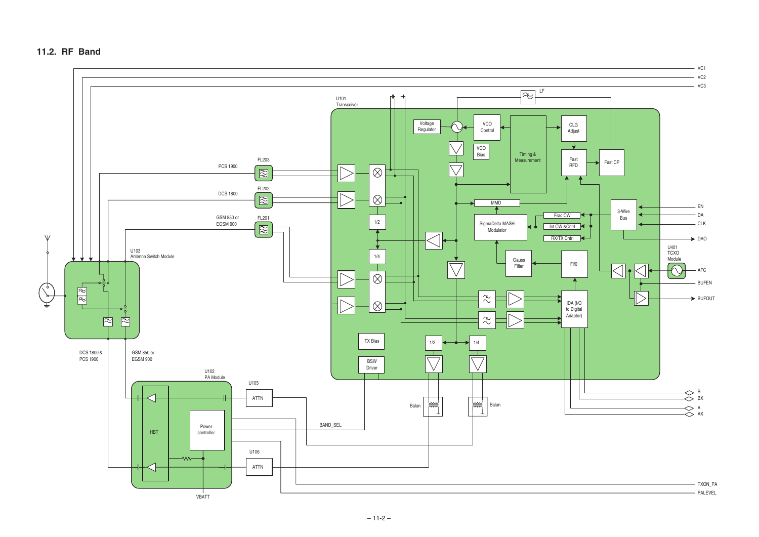## 11.2. RF Band

U101 Transceiver

Voltage Regulator

VCO Control

VCO Bias

Timing & Measurement

CLG Adjust

Fast RFD

Fast CP

LF

VC1

VC2

VC3

PCS 1900

FL203

DCS 1800

FL202

GSM 850 or EGSM 900

FL201

MMD

SigmaDelta MASH Modulator

Frac CW

Int CW &Cntrl

RX/TX Cntrl

3-Wire Bus

EN

DA

CLK

DAO

U401 TCXO Module

AFC

BUFEN

BUFOUT

1/2

1/4

Gauss Filter

Fif0

IDA (I/Q to Digital Adapter)

U103 Antenna Switch Module

TX Bias

BSW Driver

1/2

1/4

Balun

Balun

B

BX

A

AX

DCS 1800 & PCS 1900

GSM 850 or EGSM 900

U102 PA Module

HBT

Power controller

U105

ATTN

BAND_SEL

U106

ATTN

VBATT

TXON_PA

PALEVEL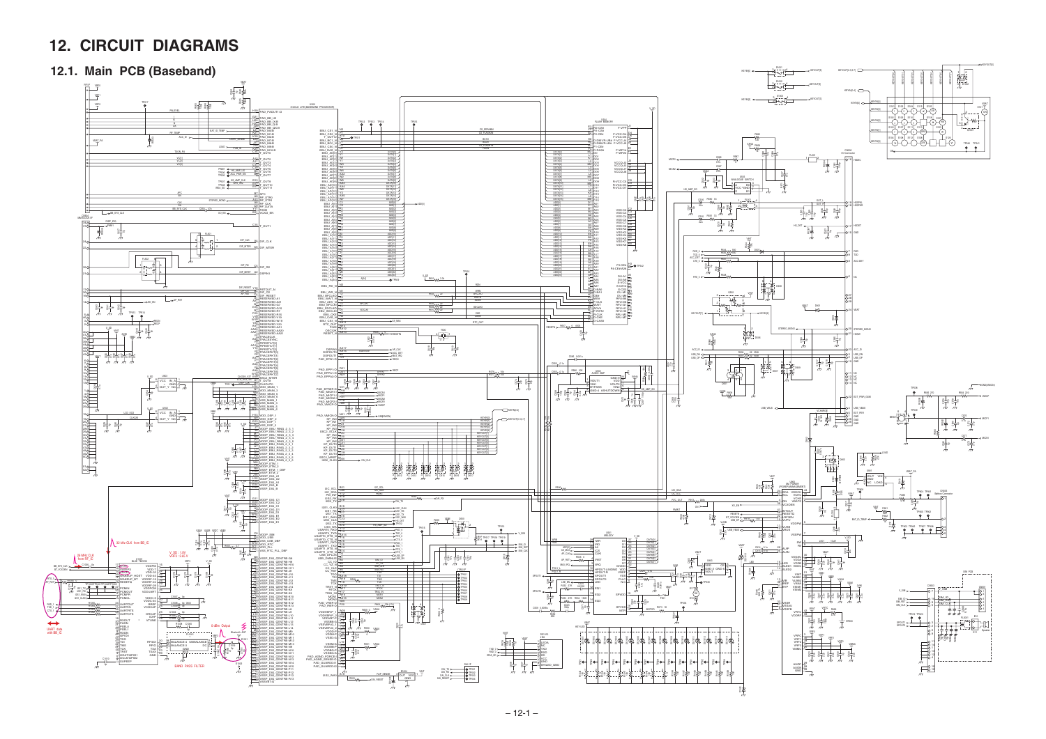# 12. CIRCUIT DIAGRAMS

## 12.1. Main PCB (Baseband)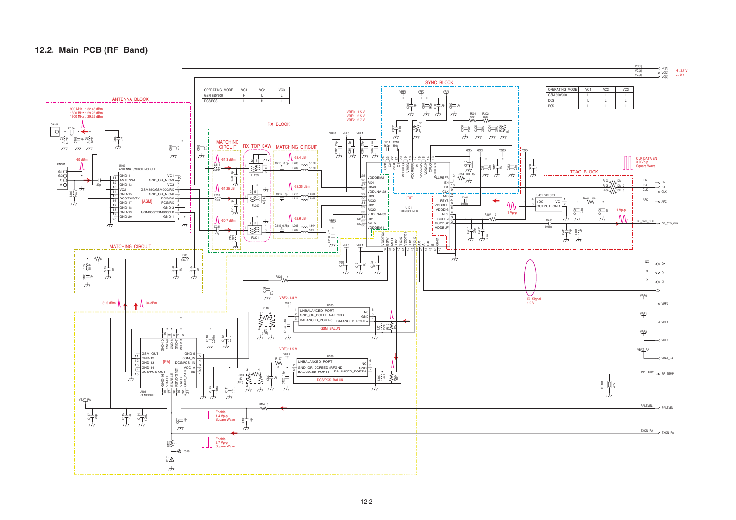## 12.2. Main PCB (RF Band)

| OPERATING MODE | VC1 | VC2 | VC3 |
|---|---|---|---|
| GSM 850/900 | H | L | L |
| DCS/PCS | L | H | L |

| OPERATING MODE | VC1 | VC2 | VC3 |
|---|---|---|---|
| GSM 850/900 | L | L | L |
| DCS | L | L | L |
| PCS | L | L | L |

VC[1], VC[2], VC[3] — H : 2.7 V, L : 0 V

ANTENNA BLOCK

900 MHz : 32.45 dBm
1800 MHz : 29.25 dBm
1900 MHz : 29.25 dBm

RX BLOCK — MATCHING CIRCUIT, RX TOP SAW, MATCHING CIRCUIT

SYNC BLOCK

TCXO BLOCK

MATCHING CIRCUIT

VRF0 : 1.5 V
VRF1 : 2.5 V
VRF2 : 2.7 V

U103 ANTENNA SWITCH MODULE [ASM]

U101 TRANSCEIVER [RF]

U401 VCTCXO

U102 PA MODULE [PA]

U105 GSM BALUN

U106 DCS/PCS BALUN

CLK DATA EN 3.0 Vp-p Square Wave

IQ Signal 1.2 V

Enable 1.4 Vp-p Square Wave

Enable 2.7 Vp-p Square Wave

1 Vp-p

EN, DA, CLK, AFC, BB_SYS_CLK, QX, Q, IX, I, VRF0, VRF1, VRF2, VBAT_PA, RF_TEMP, PALEVEL, TXON_PA

-50 dBm, -51.3 dBm, -51.25 dBm, -50.7 dBm, -53.4 dBm, -53.35 dBm, -52.6 dBm, 31.5 dBm, 34 dBm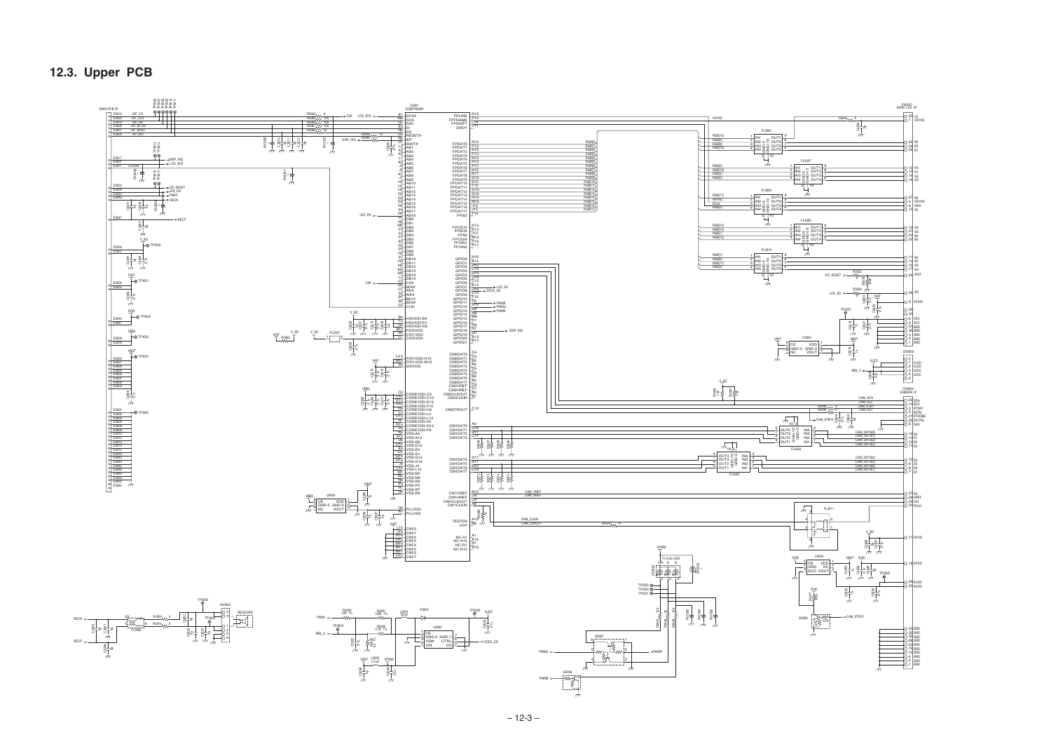## 12.3. Upper PCB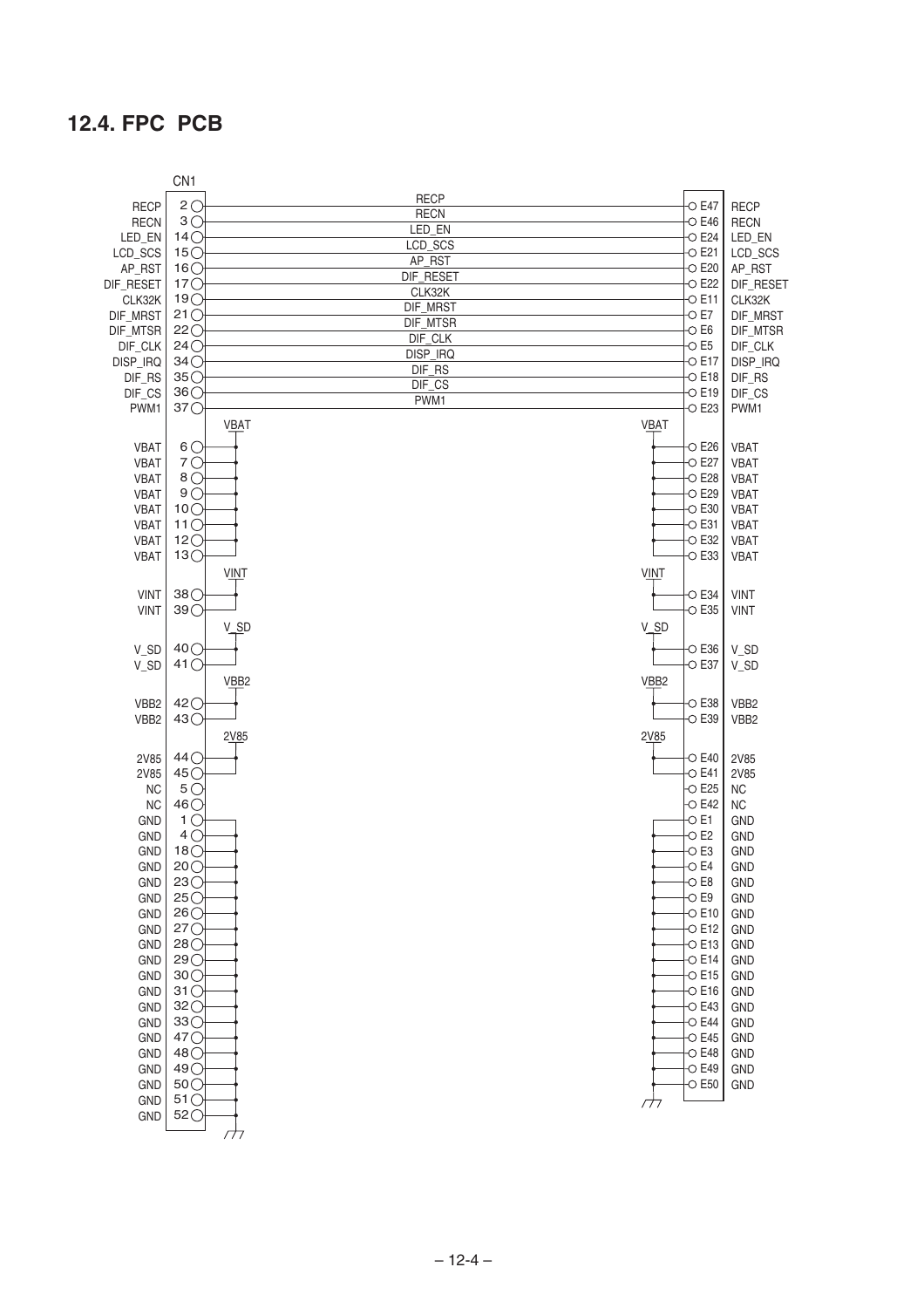## 12.4. FPC PCB

| CN1 Signal | CN1 Pin | Net | Pad | Pad Signal |
|---|---|---|---|---|
| RECP | 2 | RECP | E47 | RECP |
| RECN | 3 | RECN | E46 | RECN |
| LED_EN | 14 | LED_EN | E24 | LED_EN |
| LCD_SCS | 15 | LCD_SCS | E21 | LCD_SCS |
| AP_RST | 16 | AP_RST | E20 | AP_RST |
| DIF_RESET | 17 | DIF_RESET | E22 | DIF_RESET |
| CLK32K | 19 | CLK32K | E11 | CLK32K |
| DIF_MRST | 21 | DIF_MRST | E7 | DIF_MRST |
| DIF_MTSR | 22 | DIF_MTSR | E6 | DIF_MTSR |
| DIF_CLK | 24 | DIF_CLK | E5 | DIF_CLK |
| DISP_IRQ | 34 | DISP_IRQ | E17 | DISP_IRQ |
| DIF_RS | 35 | DIF_RS | E18 | DIF_RS |
| DIF_CS | 36 | DIF_CS | E19 | DIF_CS |
| PWM1 | 37 | PWM1 | E23 | PWM1 |
| VBAT | 6, 7, 8, 9, 10, 11, 12, 13 | VBAT | E26, E27, E28, E29, E30, E31, E32, E33 | VBAT |
| VINT | 38, 39 | VINT | E34, E35 | VINT |
| V_SD | 40, 41 | V_SD | E36, E37 | V_SD |
| VBB2 | 42, 43 | VBB2 | E38, E39 | VBB2 |
| 2V85 | 44, 45 | 2V85 | E40, E41 | 2V85 |
| NC | 5 | | E25 | NC |
| NC | 46 | | E42 | NC |
| GND | 1, 4, 18, 20, 23, 25, 26, 27, 28, 29, 30, 31, 32, 33, 47, 48, 49, 50, 51, 52 | GND | E1, E2, E3, E4, E8, E9, E10, E12, E13, E14, E15, E16, E43, E44, E45, E48, E49, E50 | GND |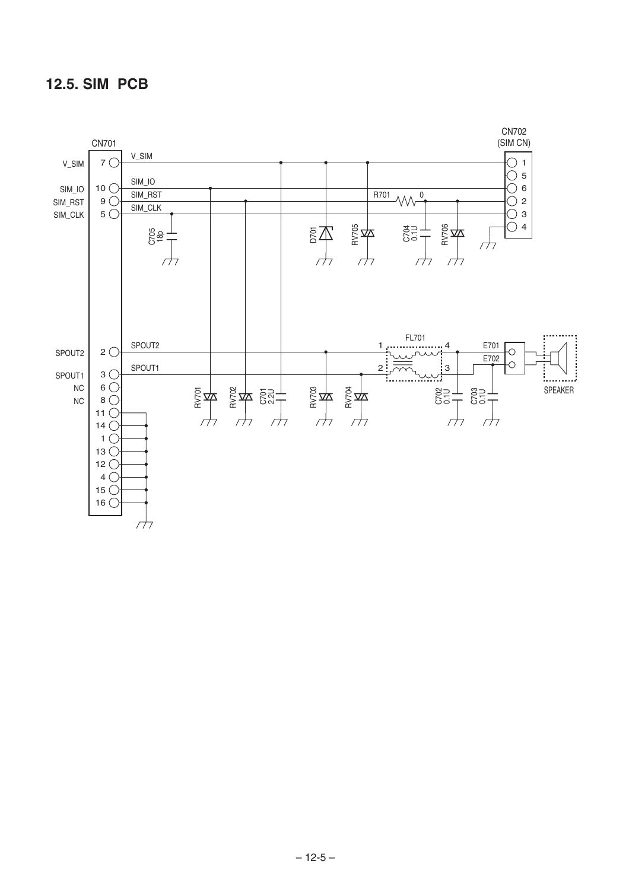## 12.5. SIM PCB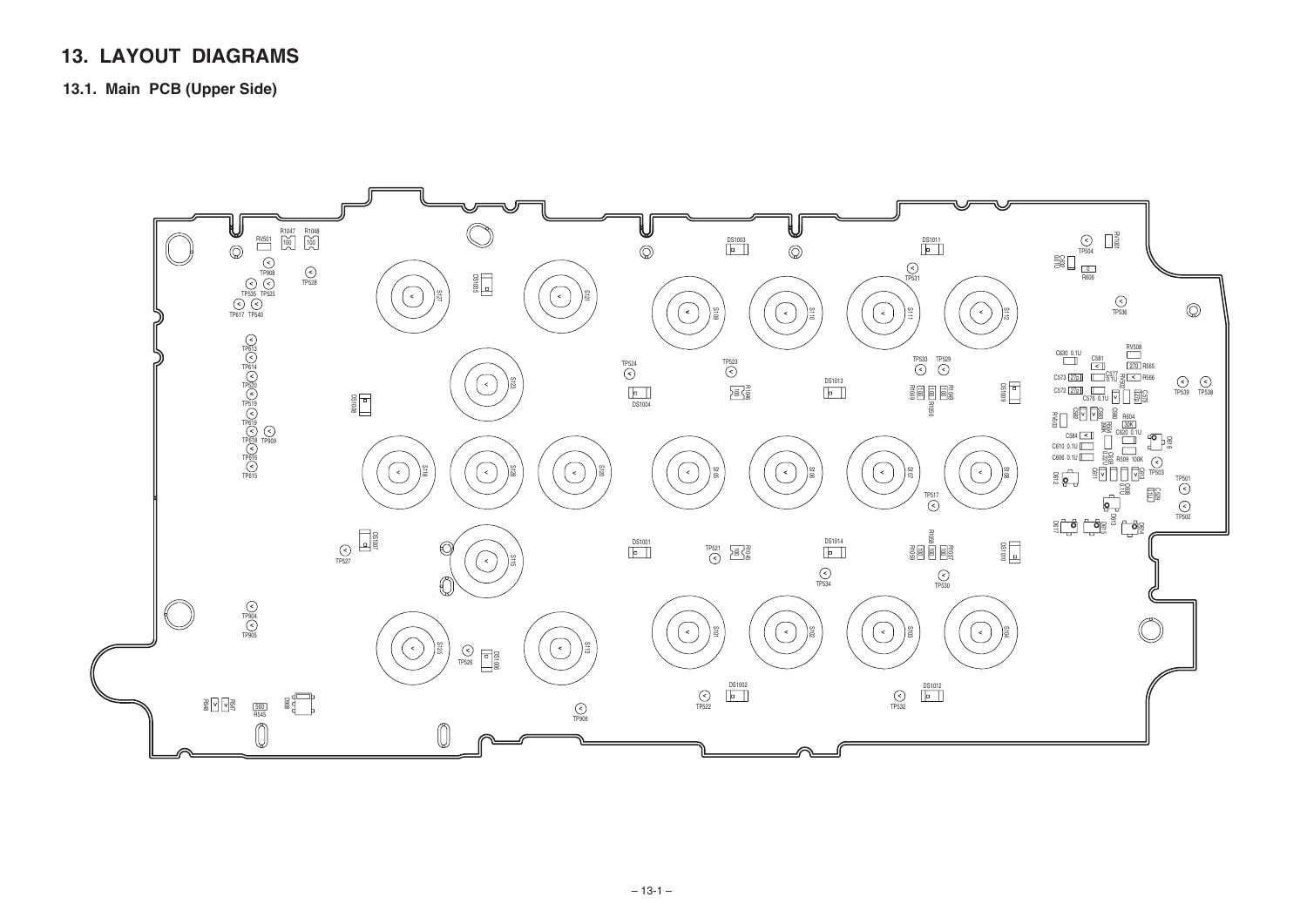# 13. LAYOUT DIAGRAMS

## 13.1. Main PCB (Upper Side)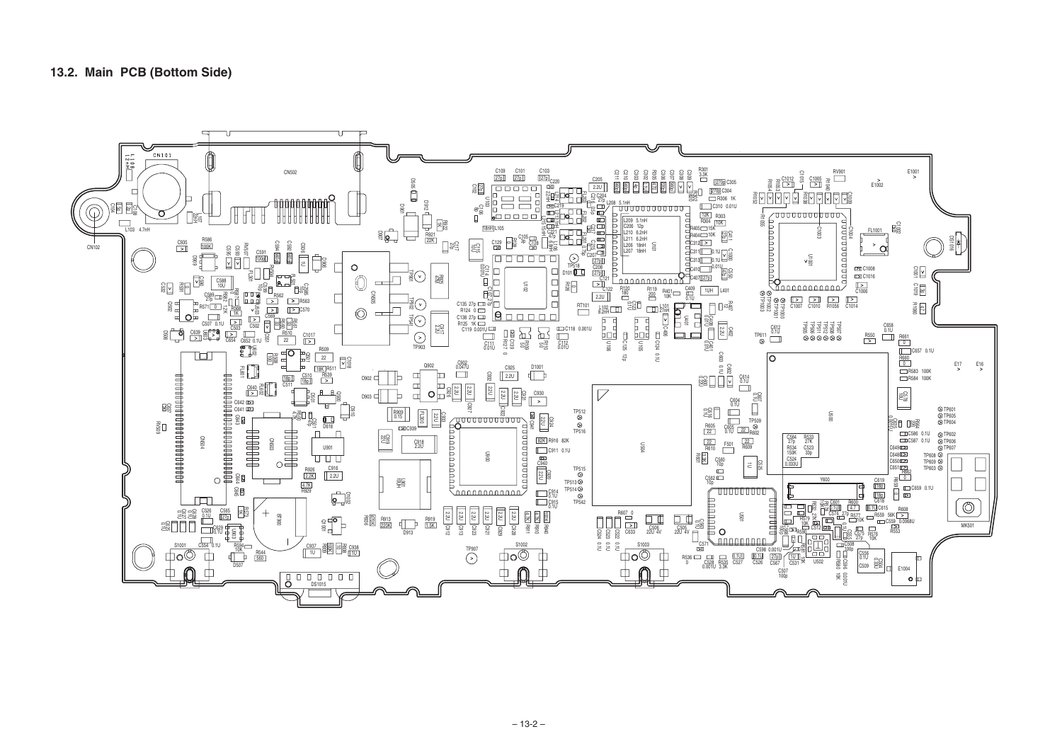## 13.2. Main PCB (Bottom Side)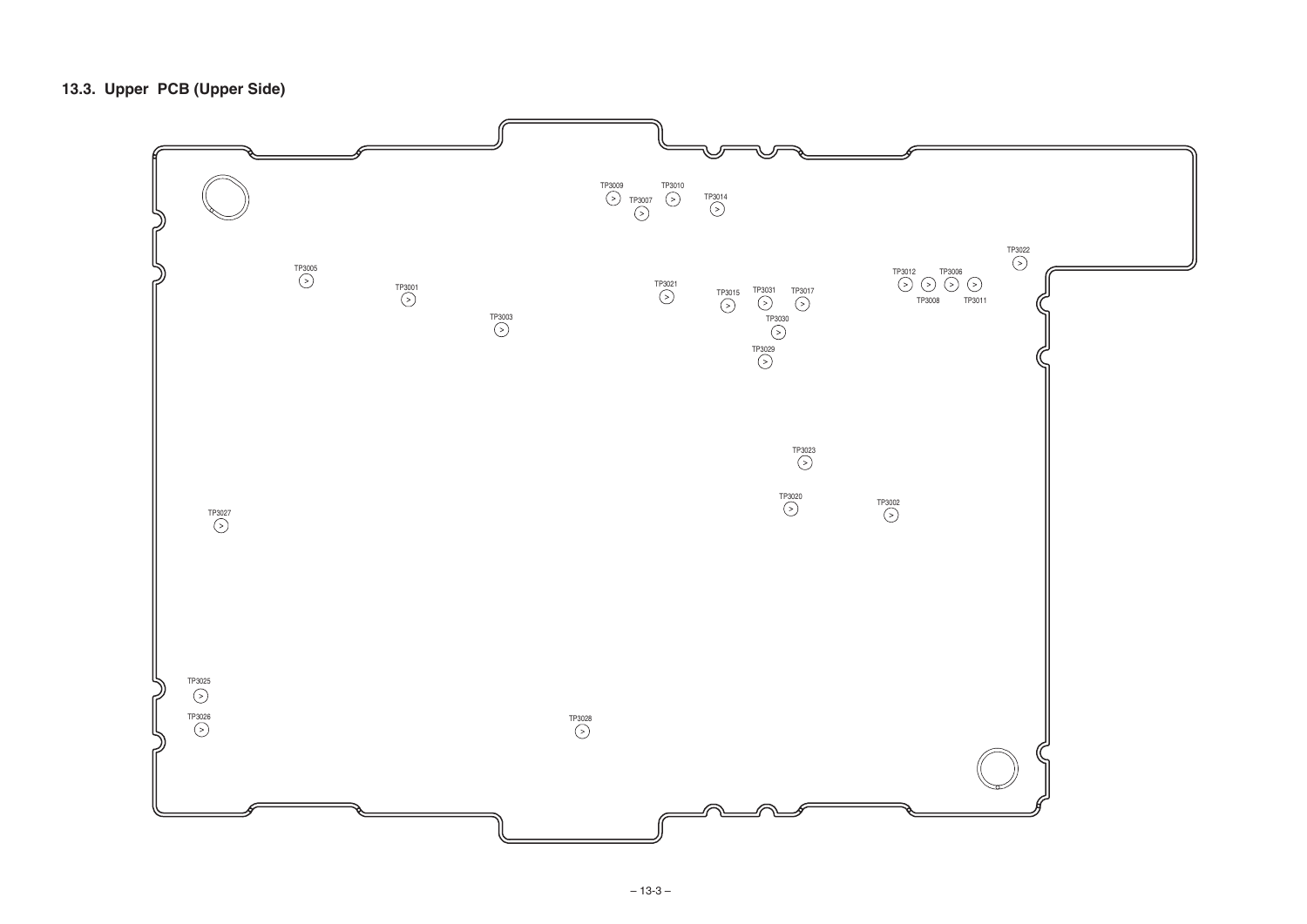# 13.3. Upper PCB (Upper Side)

TP3009 TP3007 TP3010 TP3014

TP3022

TP3005 TP3001 TP3003 TP3021 TP3015 TP3031 TP3017 TP3030 TP3029

TP3012 TP3006 TP3008 TP3011

TP3023

TP3020 TP3002

TP3027

TP3025

TP3026

TP3028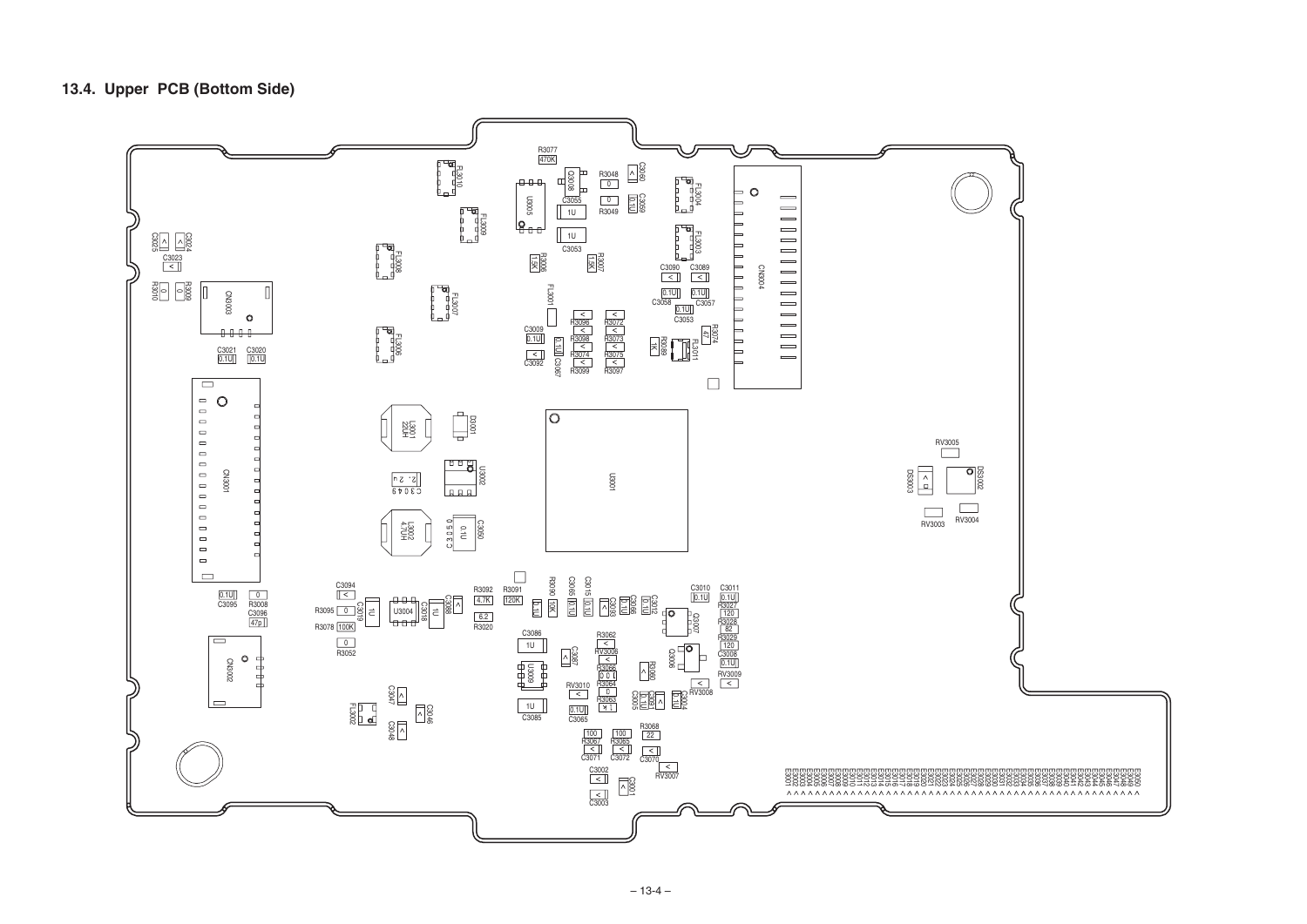## 13.4. Upper PCB (Bottom Side)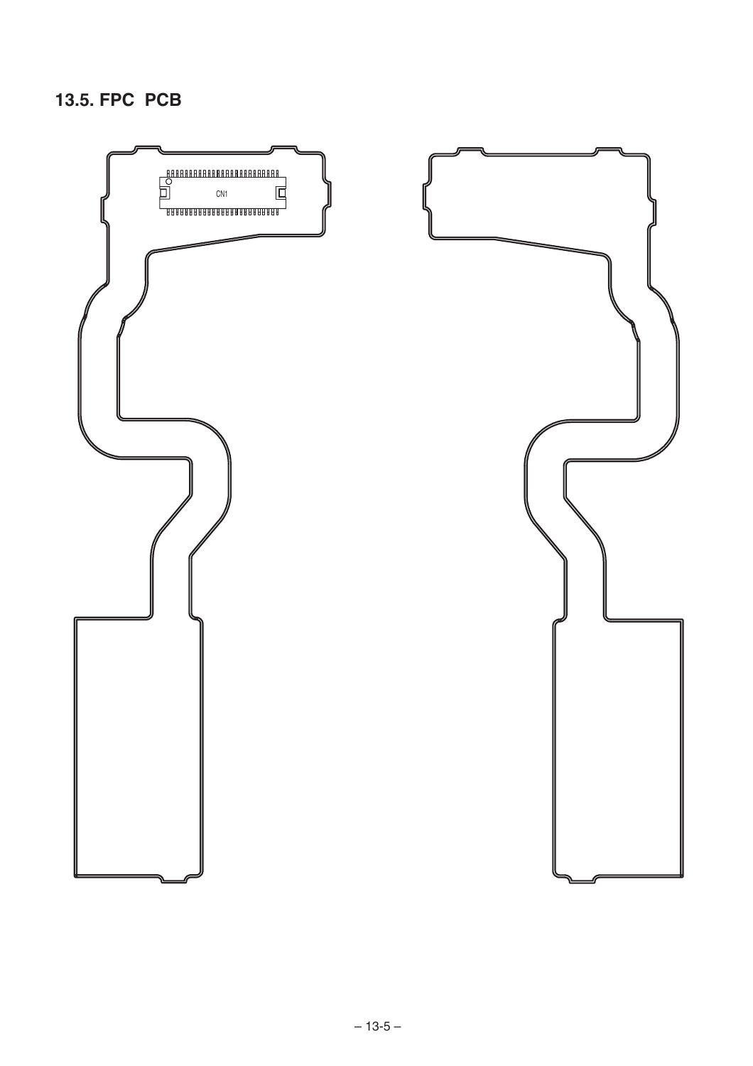## 13.5. FPC PCB

CN1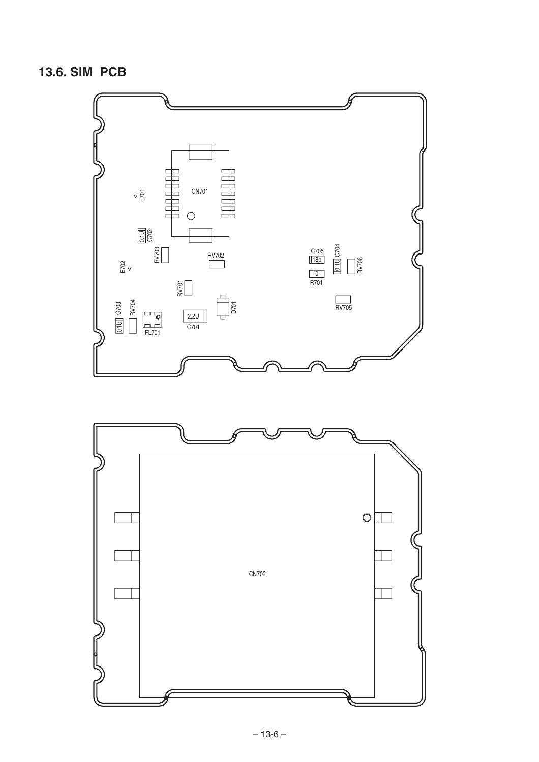## 13.6. SIM PCB

CN701

E701

0.1U C702

RV703

RV702

E702

RV701

C703 RV704

0.1U

FL701

2.2U

C701

D701

C705 C704

18p 0.1U RV706

0

R701

RV705

CN702